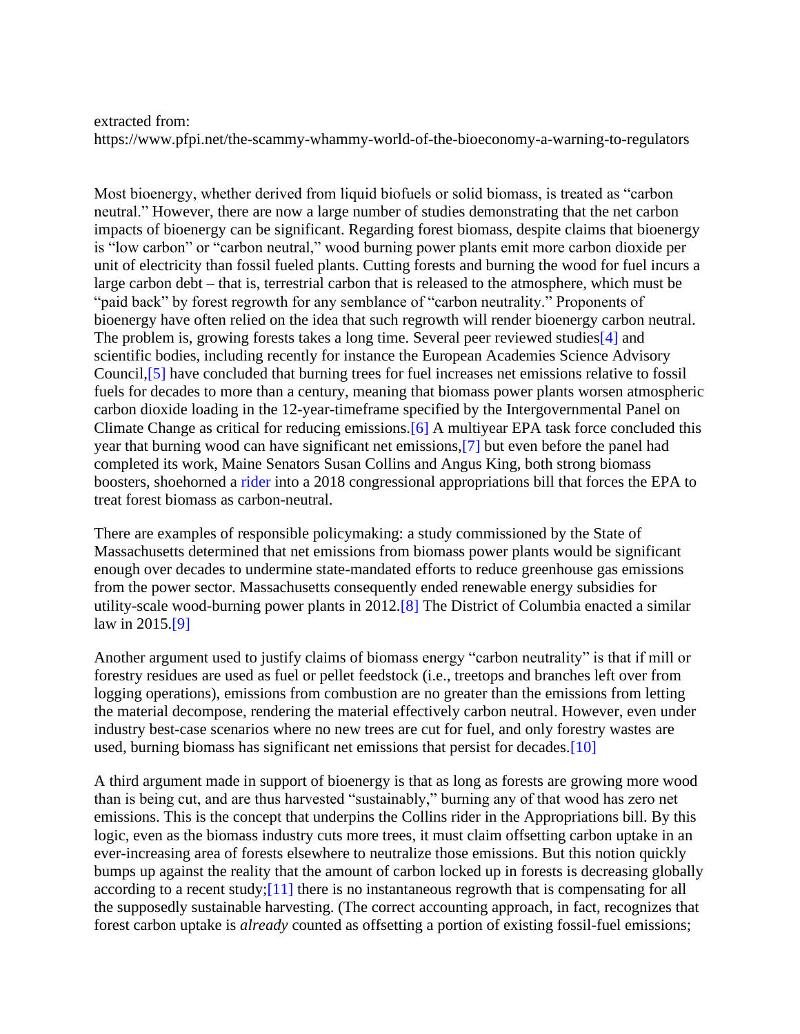extracted from:
https://www.pfpi.net/the-scammy-whammy-world-of-the-bioeconomy-a-warning-to-regulators

Most bioenergy, whether derived from liquid biofuels or solid biomass, is treated as "carbon neutral." However, there are now a large number of studies demonstrating that the net carbon impacts of bioenergy can be significant. Regarding forest biomass, despite claims that bioenergy is "low carbon" or "carbon neutral," wood burning power plants emit more carbon dioxide per unit of electricity than fossil fueled plants. Cutting forests and burning the wood for fuel incurs a large carbon debt – that is, terrestrial carbon that is released to the atmosphere, which must be "paid back" by forest regrowth for any semblance of "carbon neutrality." Proponents of bioenergy have often relied on the idea that such regrowth will render bioenergy carbon neutral. The problem is, growing forests takes a long time. Several peer reviewed studies[4] and scientific bodies, including recently for instance the European Academies Science Advisory Council,[5] have concluded that burning trees for fuel increases net emissions relative to fossil fuels for decades to more than a century, meaning that biomass power plants worsen atmospheric carbon dioxide loading in the 12-year-timeframe specified by the Intergovernmental Panel on Climate Change as critical for reducing emissions.[6] A multiyear EPA task force concluded this year that burning wood can have significant net emissions,[7] but even before the panel had completed its work, Maine Senators Susan Collins and Angus King, both strong biomass boosters, shoehorned a rider into a 2018 congressional appropriations bill that forces the EPA to treat forest biomass as carbon-neutral.

There are examples of responsible policymaking: a study commissioned by the State of Massachusetts determined that net emissions from biomass power plants would be significant enough over decades to undermine state-mandated efforts to reduce greenhouse gas emissions from the power sector. Massachusetts consequently ended renewable energy subsidies for utility-scale wood-burning power plants in 2012.[8] The District of Columbia enacted a similar law in 2015.[9]

Another argument used to justify claims of biomass energy "carbon neutrality" is that if mill or forestry residues are used as fuel or pellet feedstock (i.e., treetops and branches left over from logging operations), emissions from combustion are no greater than the emissions from letting the material decompose, rendering the material effectively carbon neutral. However, even under industry best-case scenarios where no new trees are cut for fuel, and only forestry wastes are used, burning biomass has significant net emissions that persist for decades.[10]

A third argument made in support of bioenergy is that as long as forests are growing more wood than is being cut, and are thus harvested "sustainably," burning any of that wood has zero net emissions. This is the concept that underpins the Collins rider in the Appropriations bill. By this logic, even as the biomass industry cuts more trees, it must claim offsetting carbon uptake in an ever-increasing area of forests elsewhere to neutralize those emissions. But this notion quickly bumps up against the reality that the amount of carbon locked up in forests is decreasing globally according to a recent study;[11] there is no instantaneous regrowth that is compensating for all the supposedly sustainable harvesting. (The correct accounting approach, in fact, recognizes that forest carbon uptake is *already* counted as offsetting a portion of existing fossil-fuel emissions;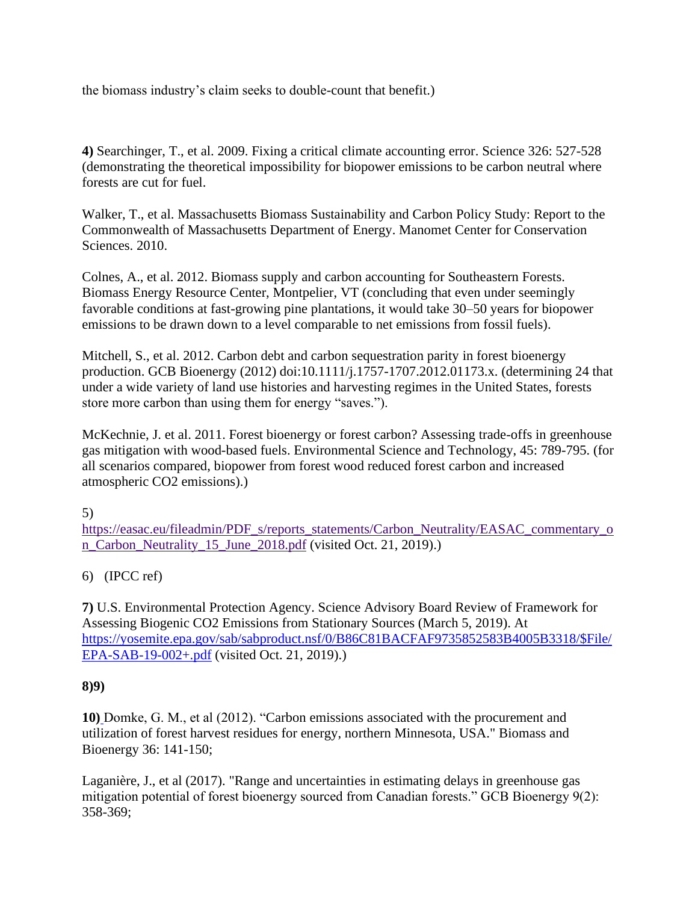the biomass industry's claim seeks to double-count that benefit.)

**4)** Searchinger, T., et al. 2009. Fixing a critical climate accounting error. Science 326: 527-528 (demonstrating the theoretical impossibility for biopower emissions to be carbon neutral where forests are cut for fuel.

Walker, T., et al. Massachusetts Biomass Sustainability and Carbon Policy Study: Report to the Commonwealth of Massachusetts Department of Energy. Manomet Center for Conservation Sciences. 2010.

Colnes, A., et al. 2012. Biomass supply and carbon accounting for Southeastern Forests. Biomass Energy Resource Center, Montpelier, VT (concluding that even under seemingly favorable conditions at fast-growing pine plantations, it would take 30–50 years for biopower emissions to be drawn down to a level comparable to net emissions from fossil fuels).

Mitchell, S., et al. 2012. Carbon debt and carbon sequestration parity in forest bioenergy production. GCB Bioenergy (2012) doi:10.1111/j.1757-1707.2012.01173.x. (determining 24 that under a wide variety of land use histories and harvesting regimes in the United States, forests store more carbon than using them for energy "saves.").

McKechnie, J. et al. 2011. Forest bioenergy or forest carbon? Assessing trade-offs in greenhouse gas mitigation with wood-based fuels. Environmental Science and Technology, 45: 789-795. (for all scenarios compared, biopower from forest wood reduced forest carbon and increased atmospheric $CO_2$ emissions).)

5) [https://easac.eu/fileadmin/PDF_s/reports_statements/Carbon_Neutrality/EASAC_commentary_on_Carbon_Neutrality_15_June_2018.pdf](https://easac.eu/fileadmin/PDF_s/reports_statements/Carbon_Neutrality/EASAC_commentary_on_Carbon_Neutrality_15_June_2018.pdf) (visited Oct. 21, 2019).)

6) (IPCC ref)

**7)** U.S. Environmental Protection Agency. Science Advisory Board Review of Framework for Assessing Biogenic $CO_2$ Emissions from Stationary Sources (March 5, 2019). At [https://yosemite.epa.gov/sab/sabproduct.nsf/0/B86C81BACFAF9735852583B4005B3318/$File/EPA-SAB-19-002+.pdf](https://yosemite.epa.gov/sab/sabproduct.nsf/0/B86C81BACFAF9735852583B4005B3318/$File/EPA-SAB-19-002+.pdf) (visited Oct. 21, 2019).)

**8)9)**

**10)** Domke, G. M., et al (2012). "Carbon emissions associated with the procurement and utilization of forest harvest residues for energy, northern Minnesota, USA." Biomass and Bioenergy 36: 141-150;

Laganière, J., et al (2017). "Range and uncertainties in estimating delays in greenhouse gas mitigation potential of forest bioenergy sourced from Canadian forests." GCB Bioenergy 9(2): 358-369;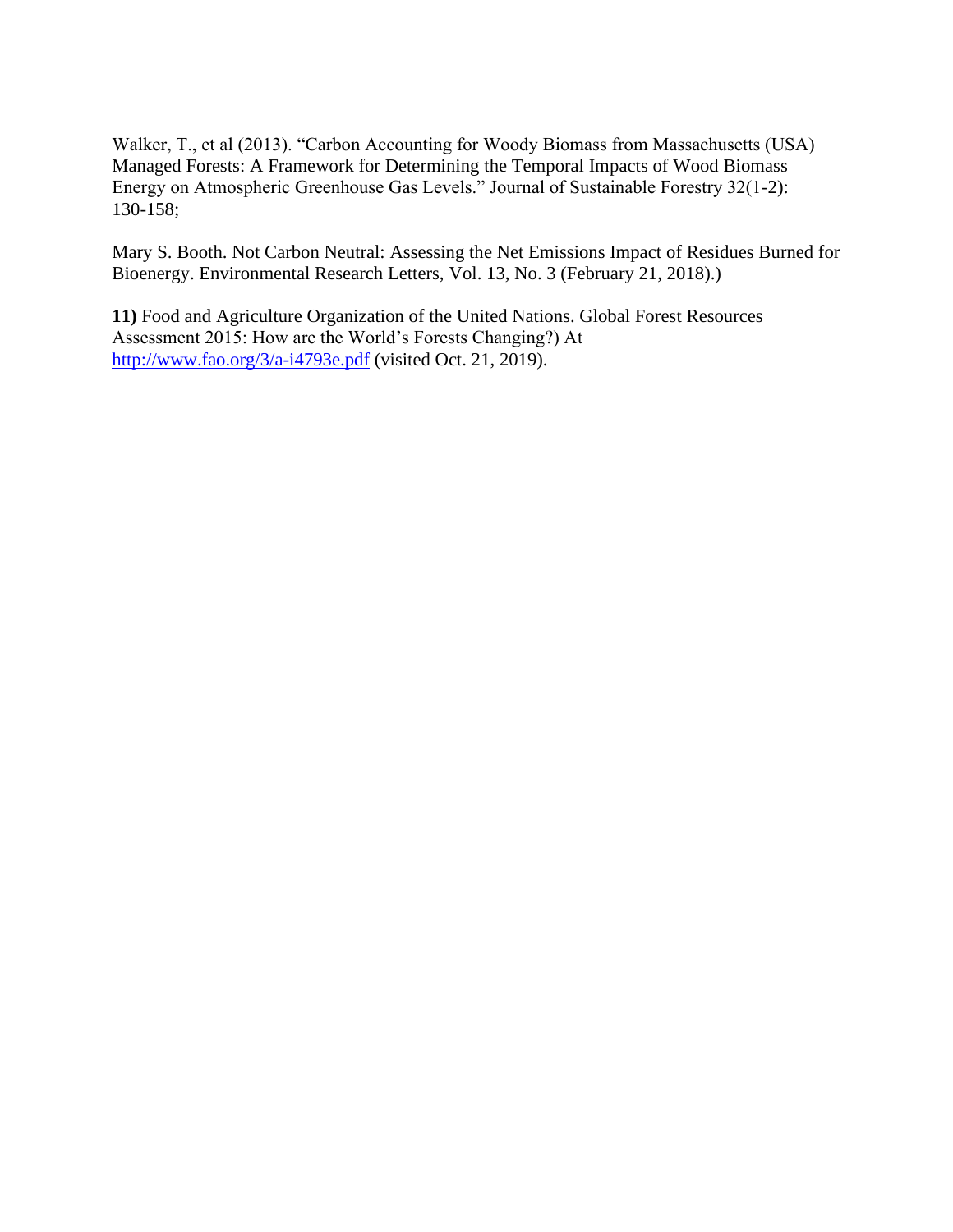Walker, T., et al (2013). "Carbon Accounting for Woody Biomass from Massachusetts (USA) Managed Forests: A Framework for Determining the Temporal Impacts of Wood Biomass Energy on Atmospheric Greenhouse Gas Levels." Journal of Sustainable Forestry 32(1-2): 130-158;

Mary S. Booth. Not Carbon Neutral: Assessing the Net Emissions Impact of Residues Burned for Bioenergy. Environmental Research Letters, Vol. 13, No. 3 (February 21, 2018).)

**11)** Food and Agriculture Organization of the United Nations. Global Forest Resources Assessment 2015: How are the World's Forests Changing?) At [http://www.fao.org/3/a-i4793e.pdf](http://www.fao.org/3/a-i4793e.pdf) (visited Oct. 21, 2019).